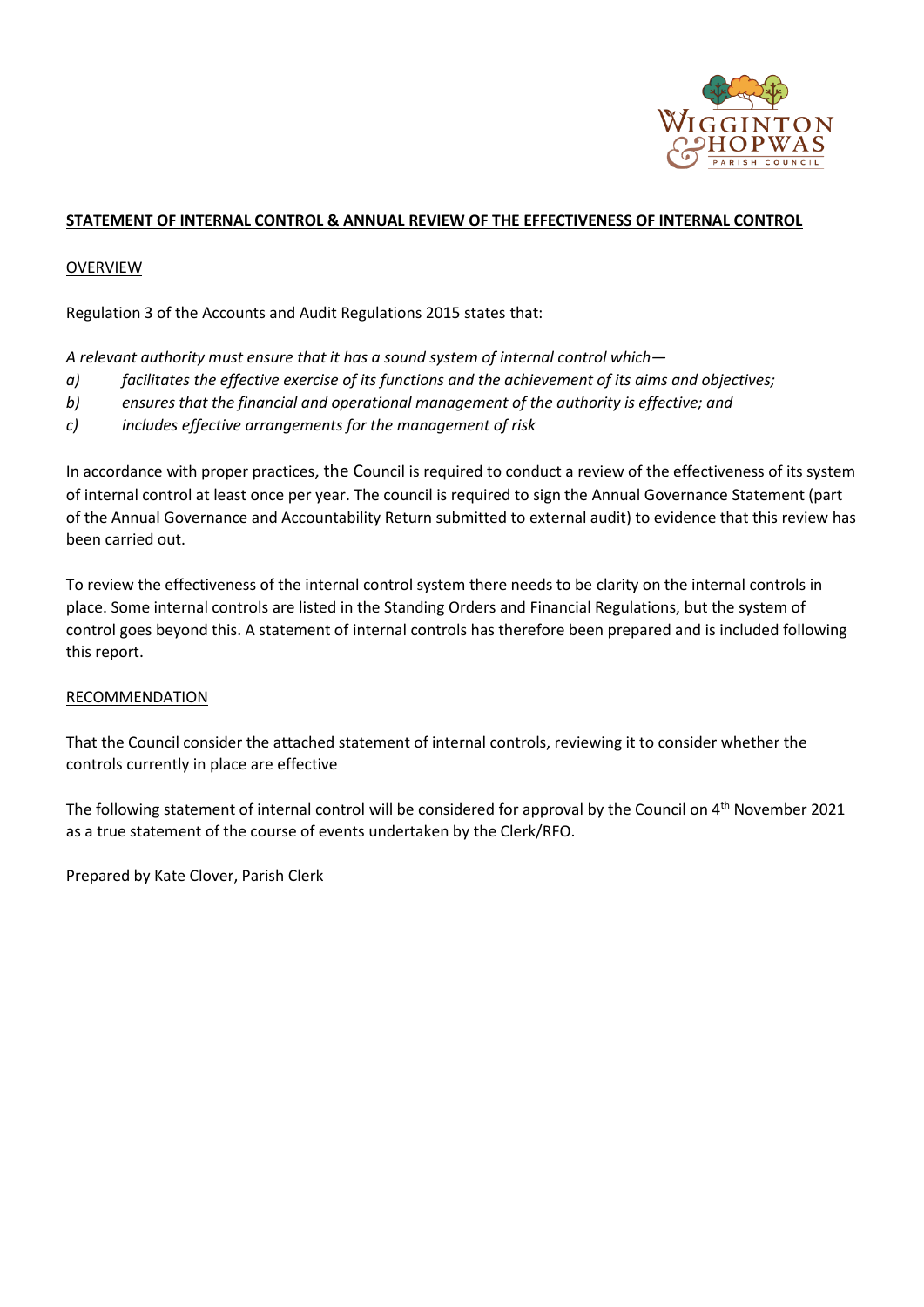**STATEMENT OF INTERNAL CONTROL & ANNUAL REVIEW OF THE EFFECTIVENESS OF INTERNAL CONTROL**

OVERVIEW

Regulation 3 of the Accounts and Audit Regulations 2015 states that:

*A relevant authority must ensure that it has a sound system of internal control which—*

*a) facilitates the effective exercise of its functions and the achievement of its aims and objectives;*

*b) ensures that the financial and operational management of the authority is effective; and*

*c) includes effective arrangements for the management of risk*

In accordance with proper practices, the Council is required to conduct a review of the effectiveness of its system of internal control at least once per year. The council is required to sign the Annual Governance Statement (part of the Annual Governance and Accountability Return submitted to external audit) to evidence that this review has been carried out.

To review the effectiveness of the internal control system there needs to be clarity on the internal controls in place. Some internal controls are listed in the Standing Orders and Financial Regulations, but the system of control goes beyond this. A statement of internal controls has therefore been prepared and is included following this report.

RECOMMENDATION

That the Council consider the attached statement of internal controls, reviewing it to consider whether the controls currently in place are effective

The following statement of internal control will be considered for approval by the Council on 4th November 2021 as a true statement of the course of events undertaken by the Clerk/RFO.

Prepared by Kate Clover, Parish Clerk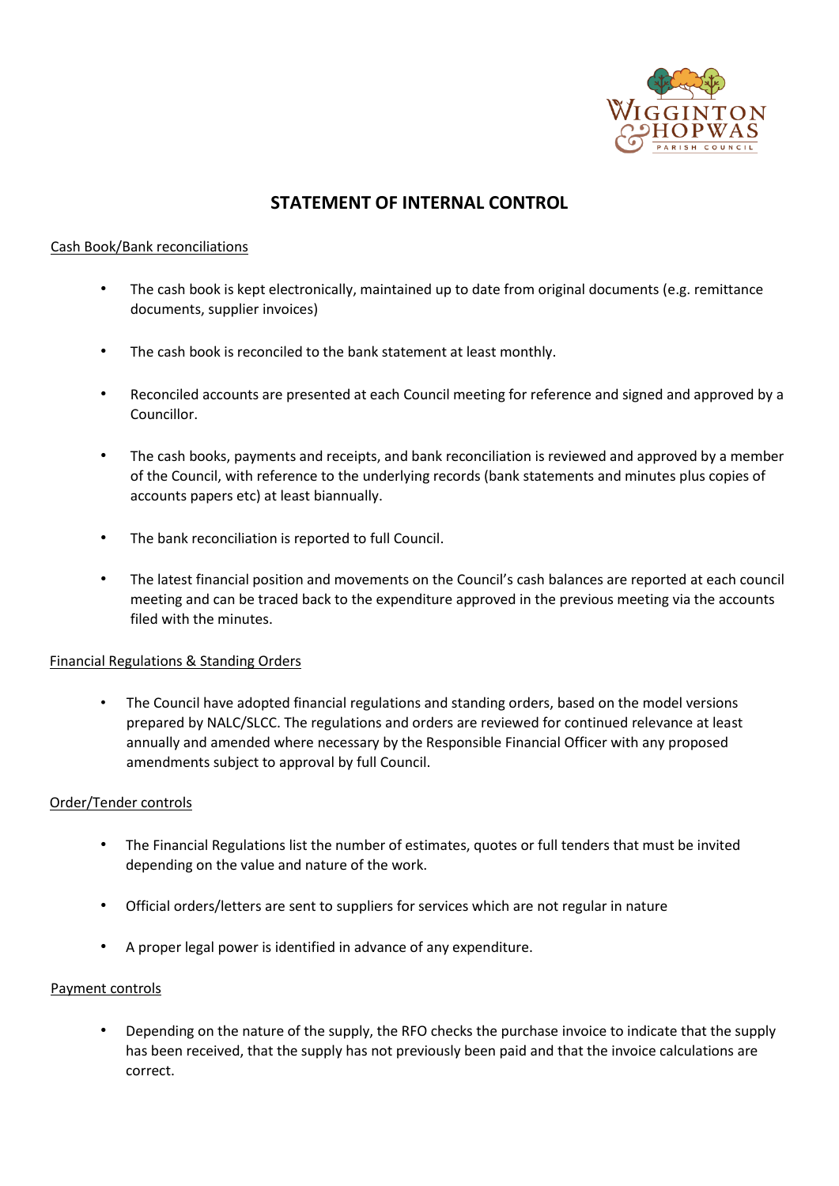# STATEMENT OF INTERNAL CONTROL

Cash Book/Bank reconciliations

- The cash book is kept electronically, maintained up to date from original documents (e.g. remittance documents, supplier invoices)
- The cash book is reconciled to the bank statement at least monthly.
- Reconciled accounts are presented at each Council meeting for reference and signed and approved by a Councillor.
- The cash books, payments and receipts, and bank reconciliation is reviewed and approved by a member of the Council, with reference to the underlying records (bank statements and minutes plus copies of accounts papers etc) at least biannually.
- The bank reconciliation is reported to full Council.
- The latest financial position and movements on the Council's cash balances are reported at each council meeting and can be traced back to the expenditure approved in the previous meeting via the accounts filed with the minutes.

Financial Regulations & Standing Orders

- The Council have adopted financial regulations and standing orders, based on the model versions prepared by NALC/SLCC. The regulations and orders are reviewed for continued relevance at least annually and amended where necessary by the Responsible Financial Officer with any proposed amendments subject to approval by full Council.

Order/Tender controls

- The Financial Regulations list the number of estimates, quotes or full tenders that must be invited depending on the value and nature of the work.
- Official orders/letters are sent to suppliers for services which are not regular in nature
- A proper legal power is identified in advance of any expenditure.

Payment controls

- Depending on the nature of the supply, the RFO checks the purchase invoice to indicate that the supply has been received, that the supply has not previously been paid and that the invoice calculations are correct.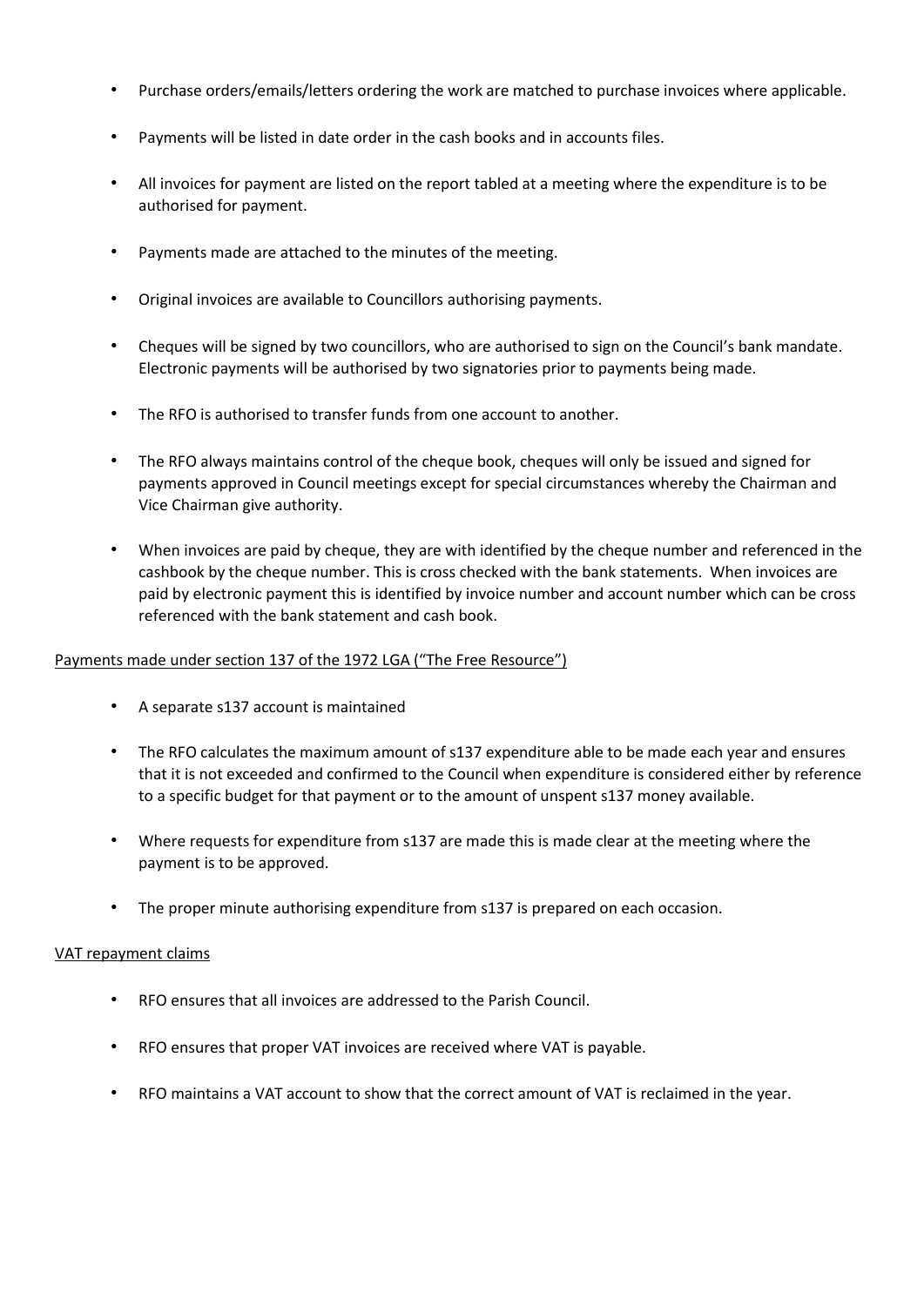- Purchase orders/emails/letters ordering the work are matched to purchase invoices where applicable.
- Payments will be listed in date order in the cash books and in accounts files.
- All invoices for payment are listed on the report tabled at a meeting where the expenditure is to be authorised for payment.
- Payments made are attached to the minutes of the meeting.
- Original invoices are available to Councillors authorising payments.
- Cheques will be signed by two councillors, who are authorised to sign on the Council's bank mandate. Electronic payments will be authorised by two signatories prior to payments being made.
- The RFO is authorised to transfer funds from one account to another.
- The RFO always maintains control of the cheque book, cheques will only be issued and signed for payments approved in Council meetings except for special circumstances whereby the Chairman and Vice Chairman give authority.
- When invoices are paid by cheque, they are with identified by the cheque number and referenced in the cashbook by the cheque number. This is cross checked with the bank statements. When invoices are paid by electronic payment this is identified by invoice number and account number which can be cross referenced with the bank statement and cash book.

<u>Payments made under section 137 of the 1972 LGA ("The Free Resource")</u>

- A separate s137 account is maintained
- The RFO calculates the maximum amount of s137 expenditure able to be made each year and ensures that it is not exceeded and confirmed to the Council when expenditure is considered either by reference to a specific budget for that payment or to the amount of unspent s137 money available.
- Where requests for expenditure from s137 are made this is made clear at the meeting where the payment is to be approved.
- The proper minute authorising expenditure from s137 is prepared on each occasion.

<u>VAT repayment claims</u>

- RFO ensures that all invoices are addressed to the Parish Council.
- RFO ensures that proper VAT invoices are received where VAT is payable.
- RFO maintains a VAT account to show that the correct amount of VAT is reclaimed in the year.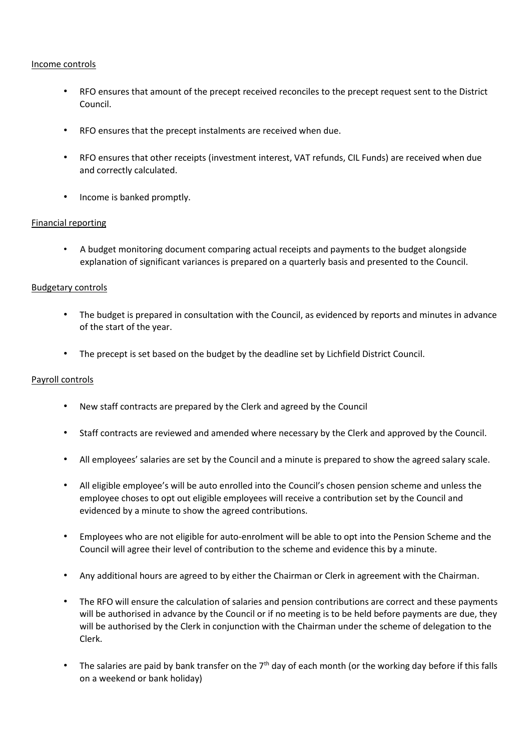Income controls

- RFO ensures that amount of the precept received reconciles to the precept request sent to the District Council.
- RFO ensures that the precept instalments are received when due.
- RFO ensures that other receipts (investment interest, VAT refunds, CIL Funds) are received when due and correctly calculated.
- Income is banked promptly.

Financial reporting

- A budget monitoring document comparing actual receipts and payments to the budget alongside explanation of significant variances is prepared on a quarterly basis and presented to the Council.

Budgetary controls

- The budget is prepared in consultation with the Council, as evidenced by reports and minutes in advance of the start of the year.
- The precept is set based on the budget by the deadline set by Lichfield District Council.

Payroll controls

- New staff contracts are prepared by the Clerk and agreed by the Council
- Staff contracts are reviewed and amended where necessary by the Clerk and approved by the Council.
- All employees' salaries are set by the Council and a minute is prepared to show the agreed salary scale.
- All eligible employee's will be auto enrolled into the Council's chosen pension scheme and unless the employee choses to opt out eligible employees will receive a contribution set by the Council and evidenced by a minute to show the agreed contributions.
- Employees who are not eligible for auto-enrolment will be able to opt into the Pension Scheme and the Council will agree their level of contribution to the scheme and evidence this by a minute.
- Any additional hours are agreed to by either the Chairman or Clerk in agreement with the Chairman.
- The RFO will ensure the calculation of salaries and pension contributions are correct and these payments will be authorised in advance by the Council or if no meeting is to be held before payments are due, they will be authorised by the Clerk in conjunction with the Chairman under the scheme of delegation to the Clerk.
- The salaries are paid by bank transfer on the 7th day of each month (or the working day before if this falls on a weekend or bank holiday)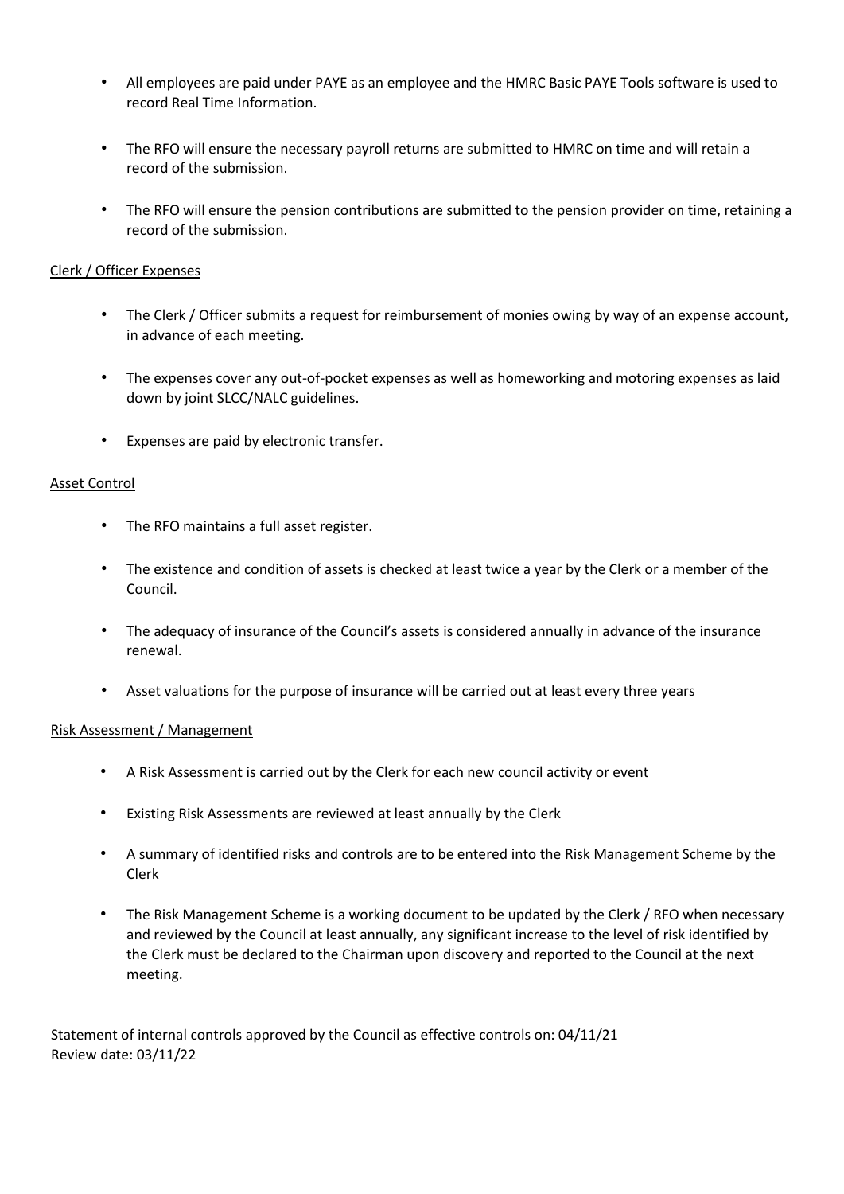- All employees are paid under PAYE as an employee and the HMRC Basic PAYE Tools software is used to record Real Time Information.
- The RFO will ensure the necessary payroll returns are submitted to HMRC on time and will retain a record of the submission.
- The RFO will ensure the pension contributions are submitted to the pension provider on time, retaining a record of the submission.

Clerk / Officer Expenses

- The Clerk / Officer submits a request for reimbursement of monies owing by way of an expense account, in advance of each meeting.
- The expenses cover any out-of-pocket expenses as well as homeworking and motoring expenses as laid down by joint SLCC/NALC guidelines.
- Expenses are paid by electronic transfer.

Asset Control

- The RFO maintains a full asset register.
- The existence and condition of assets is checked at least twice a year by the Clerk or a member of the Council.
- The adequacy of insurance of the Council's assets is considered annually in advance of the insurance renewal.
- Asset valuations for the purpose of insurance will be carried out at least every three years

Risk Assessment / Management

- A Risk Assessment is carried out by the Clerk for each new council activity or event
- Existing Risk Assessments are reviewed at least annually by the Clerk
- A summary of identified risks and controls are to be entered into the Risk Management Scheme by the Clerk
- The Risk Management Scheme is a working document to be updated by the Clerk / RFO when necessary and reviewed by the Council at least annually, any significant increase to the level of risk identified by the Clerk must be declared to the Chairman upon discovery and reported to the Council at the next meeting.

Statement of internal controls approved by the Council as effective controls on: 04/11/21
Review date: 03/11/22